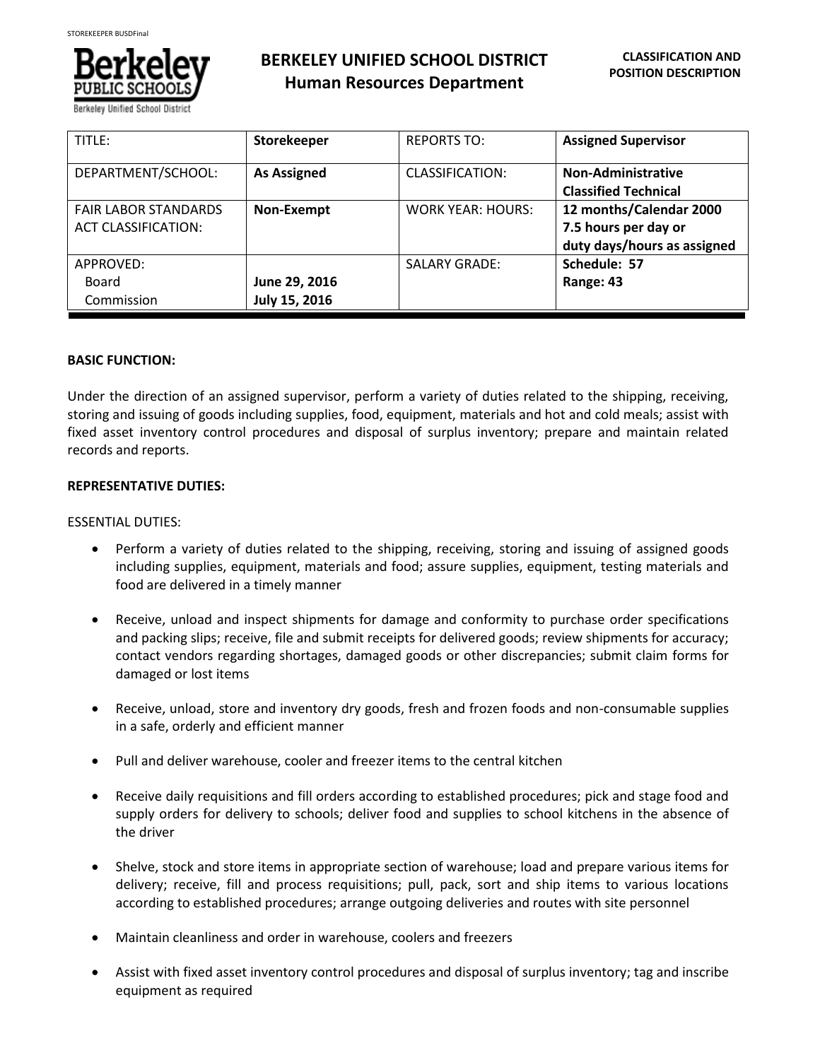# BERKELEY UNIFIED SCHOOL DISTRICT
## Human Resources Department

**CLASSIFICATION AND POSITION DESCRIPTION**

| TITLE: | **Storekeeper** | REPORTS TO: | **Assigned Supervisor** |
|---|---|---|---|
| DEPARTMENT/SCHOOL: | **As Assigned** | CLASSIFICATION: | **Non-Administrative Classified Technical** |
| FAIR LABOR STANDARDS ACT CLASSIFICATION: | **Non-Exempt** | WORK YEAR: HOURS: | **12 months/Calendar 2000 7.5 hours per day or duty days/hours as assigned** |
| APPROVED: Board Commission | **June 29, 2016 July 15, 2016** | SALARY GRADE: | **Schedule: 57 Range: 43** |

**BASIC FUNCTION:**

Under the direction of an assigned supervisor, perform a variety of duties related to the shipping, receiving, storing and issuing of goods including supplies, food, equipment, materials and hot and cold meals; assist with fixed asset inventory control procedures and disposal of surplus inventory; prepare and maintain related records and reports.

**REPRESENTATIVE DUTIES:**

ESSENTIAL DUTIES:

- Perform a variety of duties related to the shipping, receiving, storing and issuing of assigned goods including supplies, equipment, materials and food; assure supplies, equipment, testing materials and food are delivered in a timely manner
- Receive, unload and inspect shipments for damage and conformity to purchase order specifications and packing slips; receive, file and submit receipts for delivered goods; review shipments for accuracy; contact vendors regarding shortages, damaged goods or other discrepancies; submit claim forms for damaged or lost items
- Receive, unload, store and inventory dry goods, fresh and frozen foods and non-consumable supplies in a safe, orderly and efficient manner
- Pull and deliver warehouse, cooler and freezer items to the central kitchen
- Receive daily requisitions and fill orders according to established procedures; pick and stage food and supply orders for delivery to schools; deliver food and supplies to school kitchens in the absence of the driver
- Shelve, stock and store items in appropriate section of warehouse; load and prepare various items for delivery; receive, fill and process requisitions; pull, pack, sort and ship items to various locations according to established procedures; arrange outgoing deliveries and routes with site personnel
- Maintain cleanliness and order in warehouse, coolers and freezers
- Assist with fixed asset inventory control procedures and disposal of surplus inventory; tag and inscribe equipment as required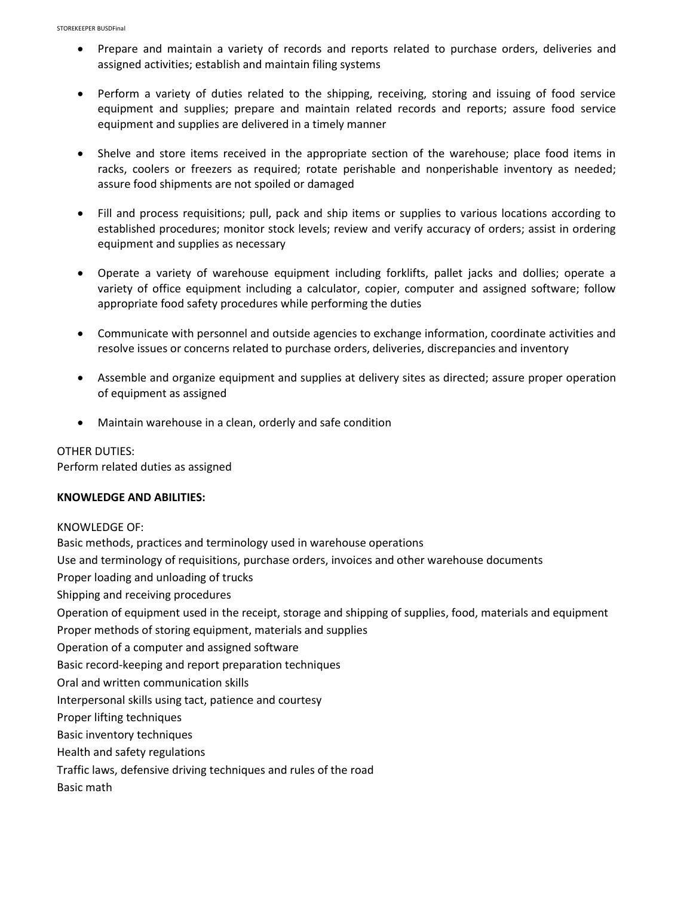- Prepare and maintain a variety of records and reports related to purchase orders, deliveries and assigned activities; establish and maintain filing systems

- Perform a variety of duties related to the shipping, receiving, storing and issuing of food service equipment and supplies; prepare and maintain related records and reports; assure food service equipment and supplies are delivered in a timely manner

- Shelve and store items received in the appropriate section of the warehouse; place food items in racks, coolers or freezers as required; rotate perishable and nonperishable inventory as needed; assure food shipments are not spoiled or damaged

- Fill and process requisitions; pull, pack and ship items or supplies to various locations according to established procedures; monitor stock levels; review and verify accuracy of orders; assist in ordering equipment and supplies as necessary

- Operate a variety of warehouse equipment including forklifts, pallet jacks and dollies; operate a variety of office equipment including a calculator, copier, computer and assigned software; follow appropriate food safety procedures while performing the duties

- Communicate with personnel and outside agencies to exchange information, coordinate activities and resolve issues or concerns related to purchase orders, deliveries, discrepancies and inventory

- Assemble and organize equipment and supplies at delivery sites as directed; assure proper operation of equipment as assigned

- Maintain warehouse in a clean, orderly and safe condition

OTHER DUTIES:
Perform related duties as assigned

**KNOWLEDGE AND ABILITIES:**

KNOWLEDGE OF:
Basic methods, practices and terminology used in warehouse operations
Use and terminology of requisitions, purchase orders, invoices and other warehouse documents
Proper loading and unloading of trucks
Shipping and receiving procedures
Operation of equipment used in the receipt, storage and shipping of supplies, food, materials and equipment
Proper methods of storing equipment, materials and supplies
Operation of a computer and assigned software
Basic record-keeping and report preparation techniques
Oral and written communication skills
Interpersonal skills using tact, patience and courtesy
Proper lifting techniques
Basic inventory techniques
Health and safety regulations
Traffic laws, defensive driving techniques and rules of the road
Basic math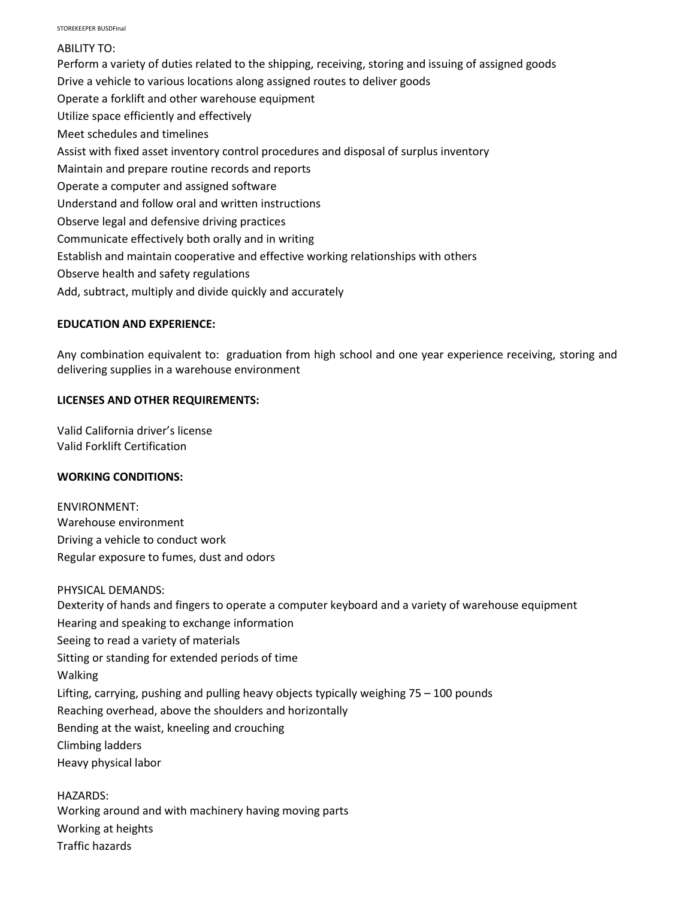ABILITY TO:

Perform a variety of duties related to the shipping, receiving, storing and issuing of assigned goods
Drive a vehicle to various locations along assigned routes to deliver goods
Operate a forklift and other warehouse equipment
Utilize space efficiently and effectively
Meet schedules and timelines
Assist with fixed asset inventory control procedures and disposal of surplus inventory
Maintain and prepare routine records and reports
Operate a computer and assigned software
Understand and follow oral and written instructions
Observe legal and defensive driving practices
Communicate effectively both orally and in writing
Establish and maintain cooperative and effective working relationships with others
Observe health and safety regulations
Add, subtract, multiply and divide quickly and accurately

**EDUCATION AND EXPERIENCE:**

Any combination equivalent to: graduation from high school and one year experience receiving, storing and delivering supplies in a warehouse environment

**LICENSES AND OTHER REQUIREMENTS:**

Valid California driver's license
Valid Forklift Certification

**WORKING CONDITIONS:**

ENVIRONMENT:
Warehouse environment
Driving a vehicle to conduct work
Regular exposure to fumes, dust and odors

PHYSICAL DEMANDS:
Dexterity of hands and fingers to operate a computer keyboard and a variety of warehouse equipment
Hearing and speaking to exchange information
Seeing to read a variety of materials
Sitting or standing for extended periods of time
Walking
Lifting, carrying, pushing and pulling heavy objects typically weighing 75 – 100 pounds
Reaching overhead, above the shoulders and horizontally
Bending at the waist, kneeling and crouching
Climbing ladders
Heavy physical labor

HAZARDS:
Working around and with machinery having moving parts
Working at heights
Traffic hazards